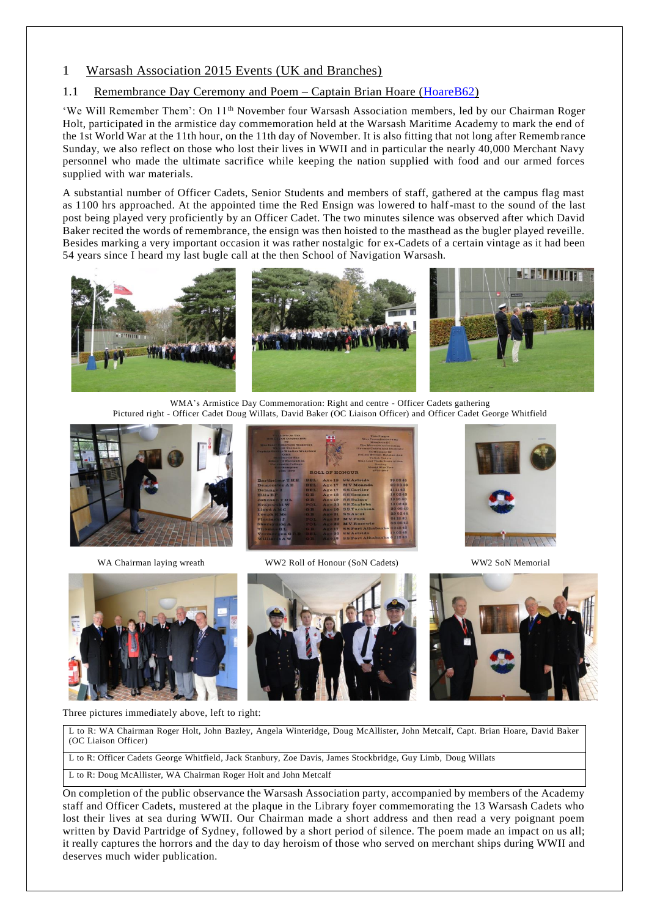# 1 Warsash Association 2015 Events (UK and Branches)

## 1.1 Remembrance Day Ceremony and Poem – Captain Brian Hoare (HoareB62)

'We Will Remember Them': On 11th November four Warsash Association members, led by our Chairman Roger Holt, participated in the armistice day commemoration held at the Warsash Maritime Academy to mark the end of the 1st World War at the 11th hour, on the 11th day of November. It is also fitting that not long after Remembrance Sunday, we also reflect on those who lost their lives in WWII and in particular the nearly 40,000 Merchant Navy personnel who made the ultimate sacrifice while keeping the nation supplied with food and our armed forces supplied with war materials.

A substantial number of Officer Cadets, Senior Students and members of staff, gathered at the campus flag mast as 1100 hrs approached. At the appointed time the Red Ensign was lowered to half-mast to the sound of the last post being played very proficiently by an Officer Cadet. The two minutes silence was observed after which David Baker recited the words of remembrance, the ensign was then hoisted to the masthead as the bugler played reveille. Besides marking a very important occasion it was rather nostalgic for ex-Cadets of a certain vintage as it had been 54 years since I heard my last bugle call at the then School of Navigation Warsash.

WMA's Armistice Day Commemoration: Right and centre - Officer Cadets gathering
Pictured right - Officer Cadet Doug Willats, David Baker (OC Liaison Officer) and Officer Cadet George Whitfield

WA Chairman laying wreath

WW2 Roll of Honour (SoN Cadets)

WW2 SoN Memorial

Three pictures immediately above, left to right:

| |
|---|
| L to R: WA Chairman Roger Holt, John Bazley, Angela Winteridge, Doug McAllister, John Metcalf, Capt. Brian Hoare, David Baker (OC Liaison Officer) |
| L to R: Officer Cadets George Whitfield, Jack Stanbury, Zoe Davis, James Stockbridge, Guy Limb, Doug Willats |
| L to R: Doug McAllister, WA Chairman Roger Holt and John Metcalf |

On completion of the public observance the Warsash Association party, accompanied by members of the Academy staff and Officer Cadets, mustered at the plaque in the Library foyer commemorating the 13 Warsash Cadets who lost their lives at sea during WWII. Our Chairman made a short address and then read a very poignant poem written by David Partridge of Sydney, followed by a short period of silence. The poem made an impact on us all; it really captures the horrors and the day to day heroism of those who served on merchant ships during WWII and deserves much wider publication.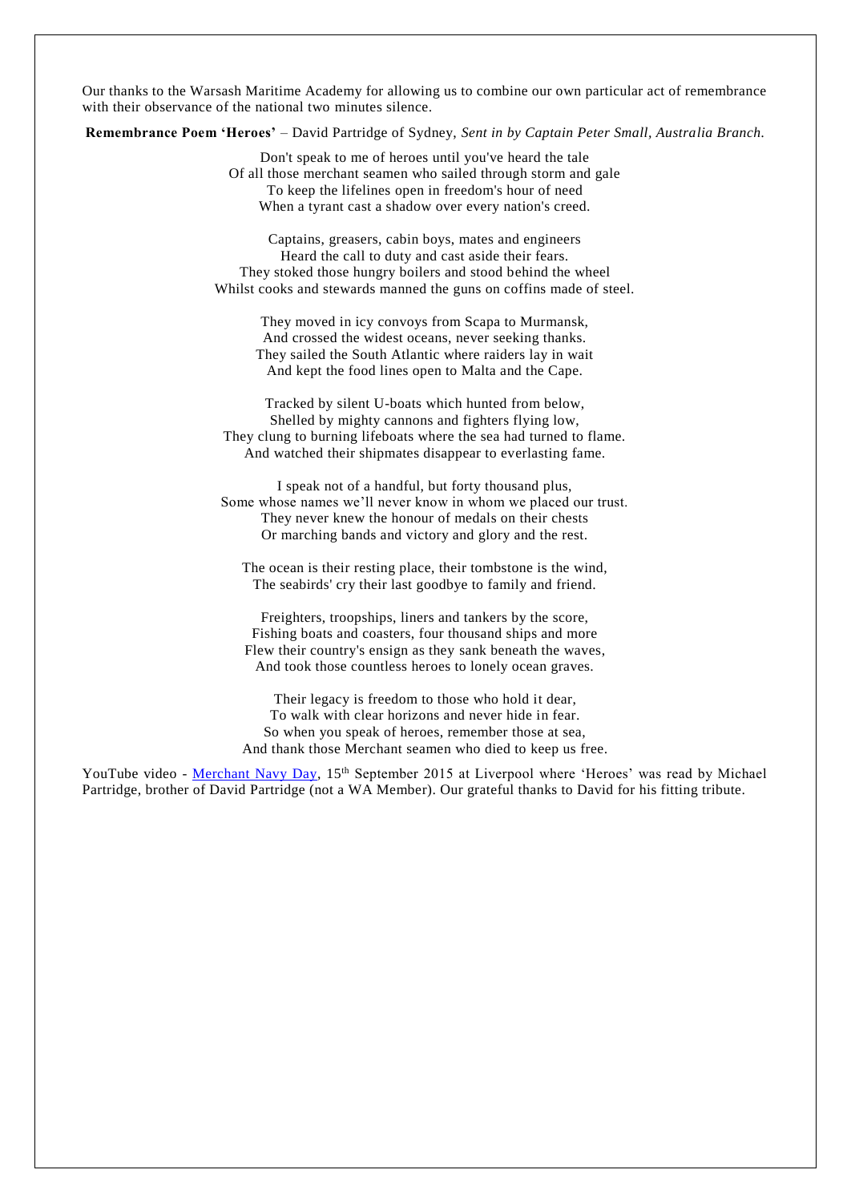Our thanks to the Warsash Maritime Academy for allowing us to combine our own particular act of remembrance with their observance of the national two minutes silence.

**Remembrance Poem 'Heroes'** – David Partridge of Sydney, *Sent in by Captain Peter Small, Australia Branch.*

Don't speak to me of heroes until you've heard the tale
Of all those merchant seamen who sailed through storm and gale
To keep the lifelines open in freedom's hour of need
When a tyrant cast a shadow over every nation's creed.

Captains, greasers, cabin boys, mates and engineers
Heard the call to duty and cast aside their fears.
They stoked those hungry boilers and stood behind the wheel
Whilst cooks and stewards manned the guns on coffins made of steel.

They moved in icy convoys from Scapa to Murmansk,
And crossed the widest oceans, never seeking thanks.
They sailed the South Atlantic where raiders lay in wait
And kept the food lines open to Malta and the Cape.

Tracked by silent U-boats which hunted from below,
Shelled by mighty cannons and fighters flying low,
They clung to burning lifeboats where the sea had turned to flame.
And watched their shipmates disappear to everlasting fame.

I speak not of a handful, but forty thousand plus,
Some whose names we'll never know in whom we placed our trust.
They never knew the honour of medals on their chests
Or marching bands and victory and glory and the rest.

The ocean is their resting place, their tombstone is the wind,
The seabirds' cry their last goodbye to family and friend.

Freighters, troopships, liners and tankers by the score,
Fishing boats and coasters, four thousand ships and more
Flew their country's ensign as they sank beneath the waves,
And took those countless heroes to lonely ocean graves.

Their legacy is freedom to those who hold it dear,
To walk with clear horizons and never hide in fear.
So when you speak of heroes, remember those at sea,
And thank those Merchant seamen who died to keep us free.

YouTube video - Merchant Navy Day, 15th September 2015 at Liverpool where 'Heroes' was read by Michael Partridge, brother of David Partridge (not a WA Member). Our grateful thanks to David for his fitting tribute.